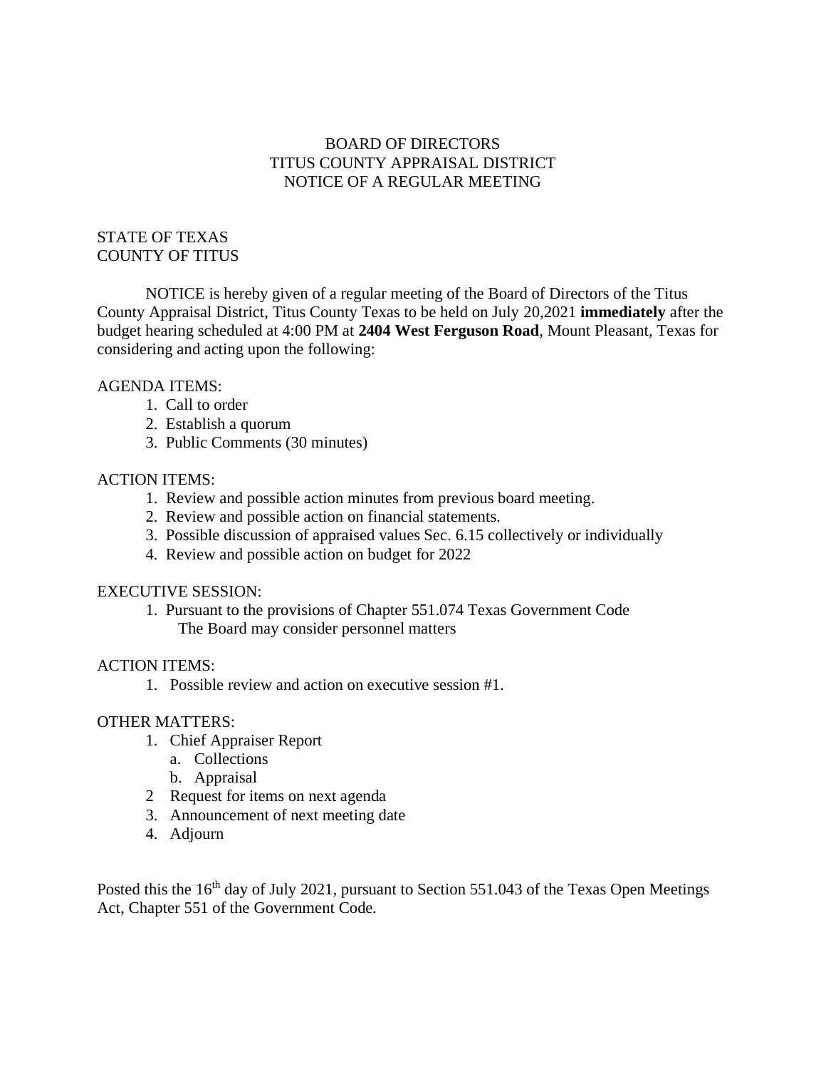# BOARD OF DIRECTORS
# TITUS COUNTY APPRAISAL DISTRICT
# NOTICE OF A REGULAR MEETING

STATE OF TEXAS
COUNTY OF TITUS

NOTICE is hereby given of a regular meeting of the Board of Directors of the Titus County Appraisal District, Titus County Texas to be held on July 20,2021 **immediately** after the budget hearing scheduled at 4:00 PM at **2404 West Ferguson Road**, Mount Pleasant, Texas for considering and acting upon the following:

AGENDA ITEMS:

1. Call to order
2. Establish a quorum
3. Public Comments (30 minutes)

ACTION ITEMS:

1. Review and possible action minutes from previous board meeting.
2. Review and possible action on financial statements.
3. Possible discussion of appraised values Sec. 6.15 collectively or individually
4. Review and possible action on budget for 2022

EXECUTIVE SESSION:

1. Pursuant to the provisions of Chapter 551.074 Texas Government Code
   The Board may consider personnel matters

ACTION ITEMS:

1. Possible review and action on executive session #1.

OTHER MATTERS:

1. Chief Appraiser Report
   a. Collections
   b. Appraisal
2. Request for items on next agenda
3. Announcement of next meeting date
4. Adjourn

Posted this the 16th day of July 2021, pursuant to Section 551.043 of the Texas Open Meetings Act, Chapter 551 of the Government Code.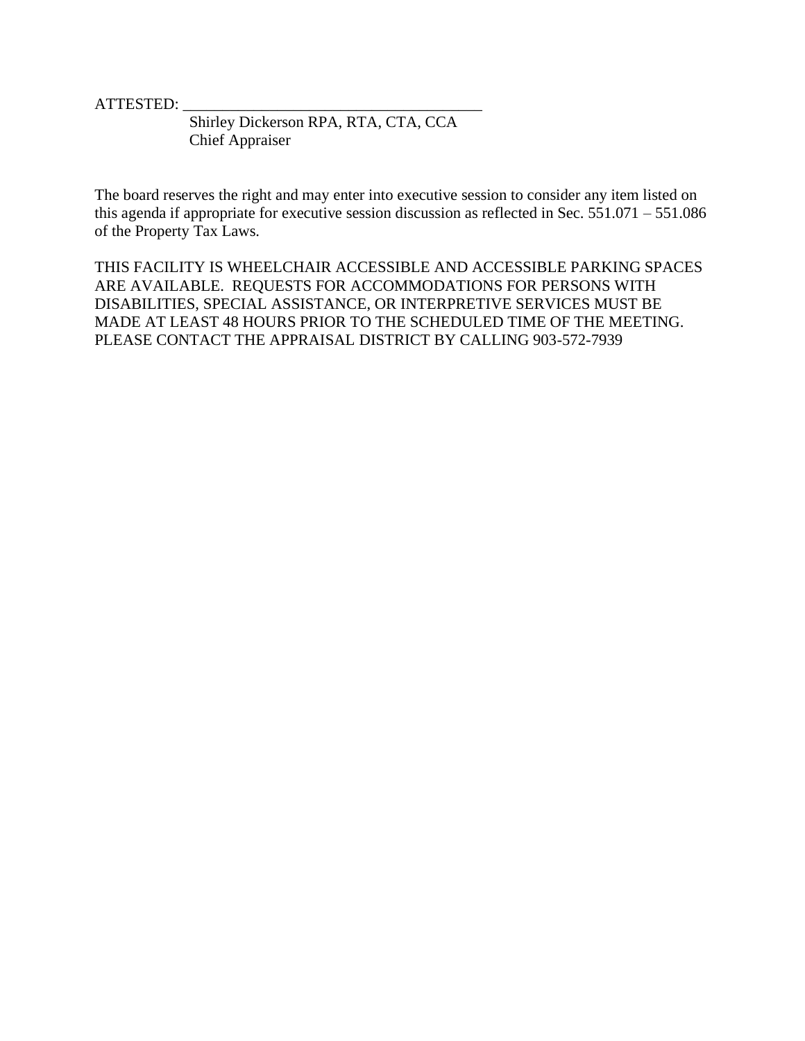ATTESTED: ______________________________________

Shirley Dickerson RPA, RTA, CTA, CCA
Chief Appraiser

The board reserves the right and may enter into executive session to consider any item listed on this agenda if appropriate for executive session discussion as reflected in Sec. 551.071 – 551.086 of the Property Tax Laws.

THIS FACILITY IS WHEELCHAIR ACCESSIBLE AND ACCESSIBLE PARKING SPACES ARE AVAILABLE. REQUESTS FOR ACCOMMODATIONS FOR PERSONS WITH DISABILITIES, SPECIAL ASSISTANCE, OR INTERPRETIVE SERVICES MUST BE MADE AT LEAST 48 HOURS PRIOR TO THE SCHEDULED TIME OF THE MEETING. PLEASE CONTACT THE APPRAISAL DISTRICT BY CALLING 903-572-7939